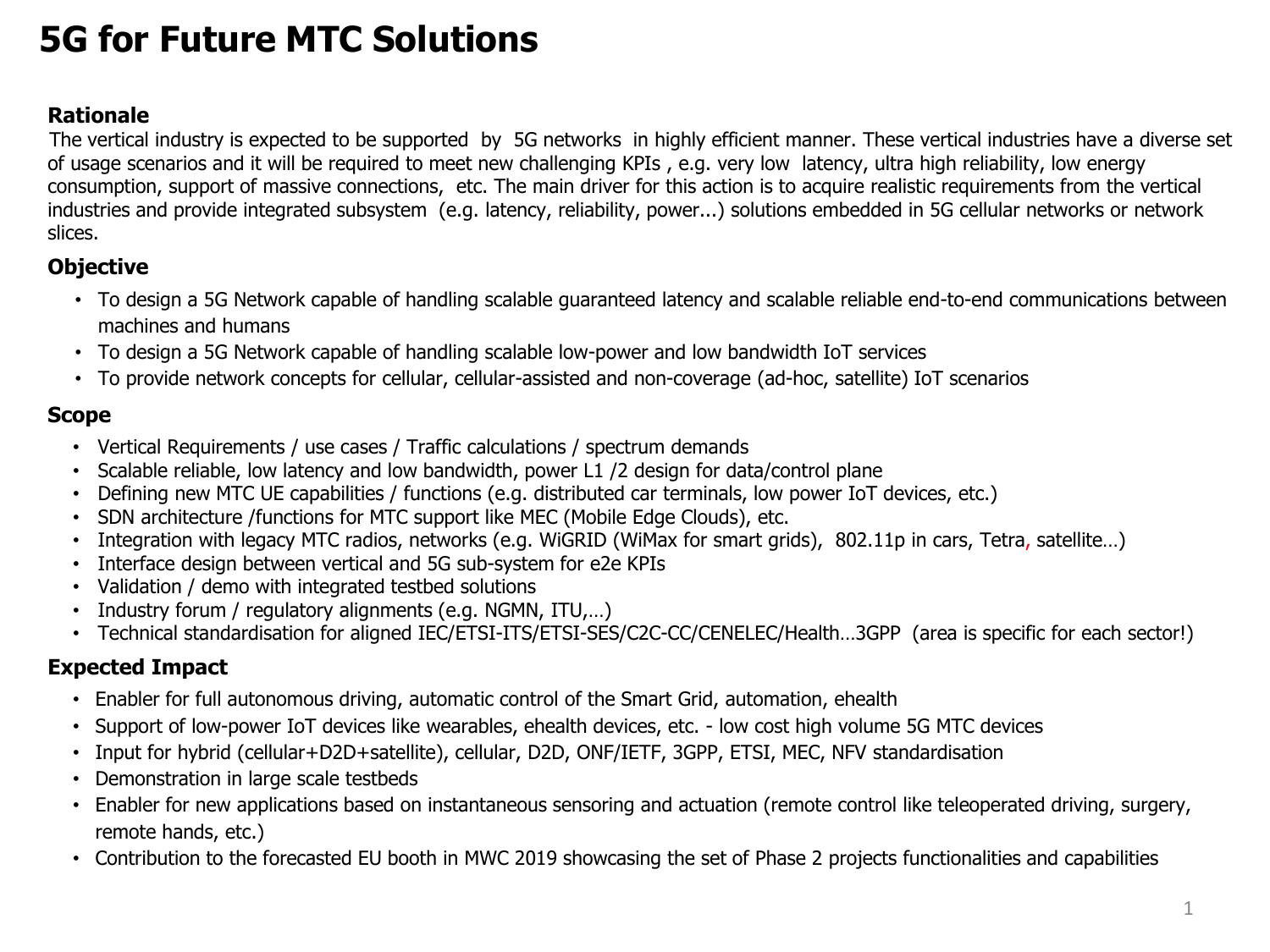# 5G for Future MTC Solutions

## Rationale

The vertical industry is expected to be supported by 5G networks in highly efficient manner. These vertical industries have a diverse set of usage scenarios and it will be required to meet new challenging KPIs , e.g. very low latency, ultra high reliability, low energy consumption, support of massive connections, etc. The main driver for this action is to acquire realistic requirements from the vertical industries and provide integrated subsystem (e.g. latency, reliability, power...) solutions embedded in 5G cellular networks or network slices.

## Objective

- To design a 5G Network capable of handling scalable guaranteed latency and scalable reliable end-to-end communications between machines and humans
- To design a 5G Network capable of handling scalable low-power and low bandwidth IoT services
- To provide network concepts for cellular, cellular-assisted and non-coverage (ad-hoc, satellite) IoT scenarios

## Scope

- Vertical Requirements / use cases / Traffic calculations / spectrum demands
- Scalable reliable, low latency and low bandwidth, power L1 /2 design for data/control plane
- Defining new MTC UE capabilities / functions (e.g. distributed car terminals, low power IoT devices, etc.)
- SDN architecture /functions for MTC support like MEC (Mobile Edge Clouds), etc.
- Integration with legacy MTC radios, networks (e.g. WiGRID (WiMax for smart grids), 802.11p in cars, Tetra, satellite…)
- Interface design between vertical and 5G sub-system for e2e KPIs
- Validation / demo with integrated testbed solutions
- Industry forum / regulatory alignments (e.g. NGMN, ITU,…)
- Technical standardisation for aligned IEC/ETSI-ITS/ETSI-SES/C2C-CC/CENELEC/Health…3GPP (area is specific for each sector!)

## Expected Impact

- Enabler for full autonomous driving, automatic control of the Smart Grid, automation, ehealth
- Support of low-power IoT devices like wearables, ehealth devices, etc. - low cost high volume 5G MTC devices
- Input for hybrid (cellular+D2D+satellite), cellular, D2D, ONF/IETF, 3GPP, ETSI, MEC, NFV standardisation
- Demonstration in large scale testbeds
- Enabler for new applications based on instantaneous sensoring and actuation (remote control like teleoperated driving, surgery, remote hands, etc.)
- Contribution to the forecasted EU booth in MWC 2019 showcasing the set of Phase 2 projects functionalities and capabilities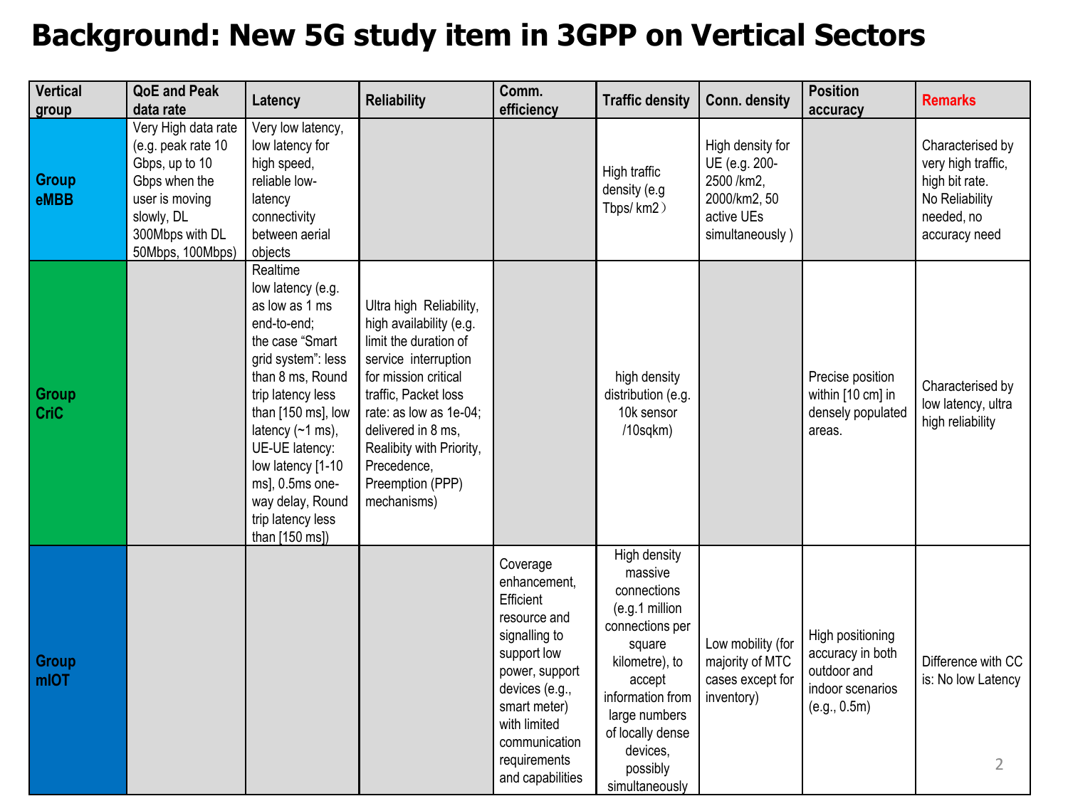# Background: New 5G study item in 3GPP on Vertical Sectors

| Vertical group | QoE and Peak data rate | Latency | Reliability | Comm. efficiency | Traffic density | Conn. density | Position accuracy | Remarks |
|---|---|---|---|---|---|---|---|---|
| Group eMBB | Very High data rate (e.g. peak rate 10 Gbps, up to 10 Gbps when the user is moving slowly, DL 300Mbps with DL 50Mbps, 100Mbps) | Very low latency, low latency for high speed, reliable low-latency connectivity between aerial objects | | | High traffic density (e.g Tbps/ km2） | High density for UE (e.g. 200-2500 /km2, 2000/km2, 50 active UEs simultaneously ) | | Characterised by very high traffic, high bit rate. No Reliability needed, no accuracy need |
| Group CriC | | Realtime low latency (e.g. as low as 1 ms end-to-end; the case "Smart grid system": less than 8 ms, Round trip latency less than [150 ms], low latency (~1 ms), UE-UE latency: low latency [1-10 ms], 0.5ms one-way delay, Round trip latency less than [150 ms]) | Ultra high Reliability, high availability (e.g. limit the duration of service interruption for mission critical traffic, Packet loss rate: as low as 1e-04; delivered in 8 ms, Realibity with Priority, Precedence, Preemption (PPP) mechanisms) | | high density distribution (e.g. 10k sensor /10sqkm) | | Precise position within [10 cm] in densely populated areas. | Characterised by low latency, ultra high reliability |
| Group mIOT | | | | Coverage enhancement, Efficient resource and signalling to support low power, support devices (e.g., smart meter) with limited communication requirements and capabilities | High density massive connections (e.g.1 million connections per square kilometre), to accept information from large numbers of locally dense devices, possibly simultaneously | Low mobility (for majority of MTC cases except for inventory) | High positioning accuracy in both outdoor and indoor scenarios (e.g., 0.5m) | Difference with CC is: No low Latency |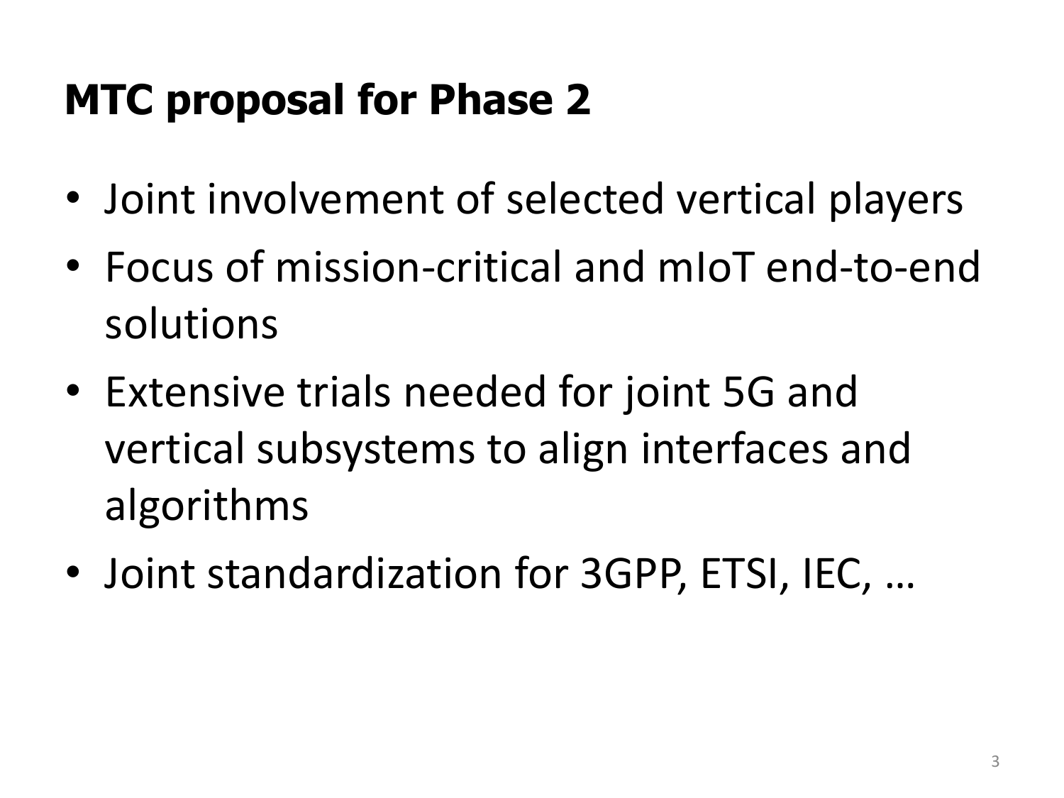# MTC proposal for Phase 2

- Joint involvement of selected vertical players
- Focus of mission-critical and mIoT end-to-end solutions
- Extensive trials needed for joint 5G and vertical subsystems to align interfaces and algorithms
- Joint standardization for 3GPP, ETSI, IEC, …